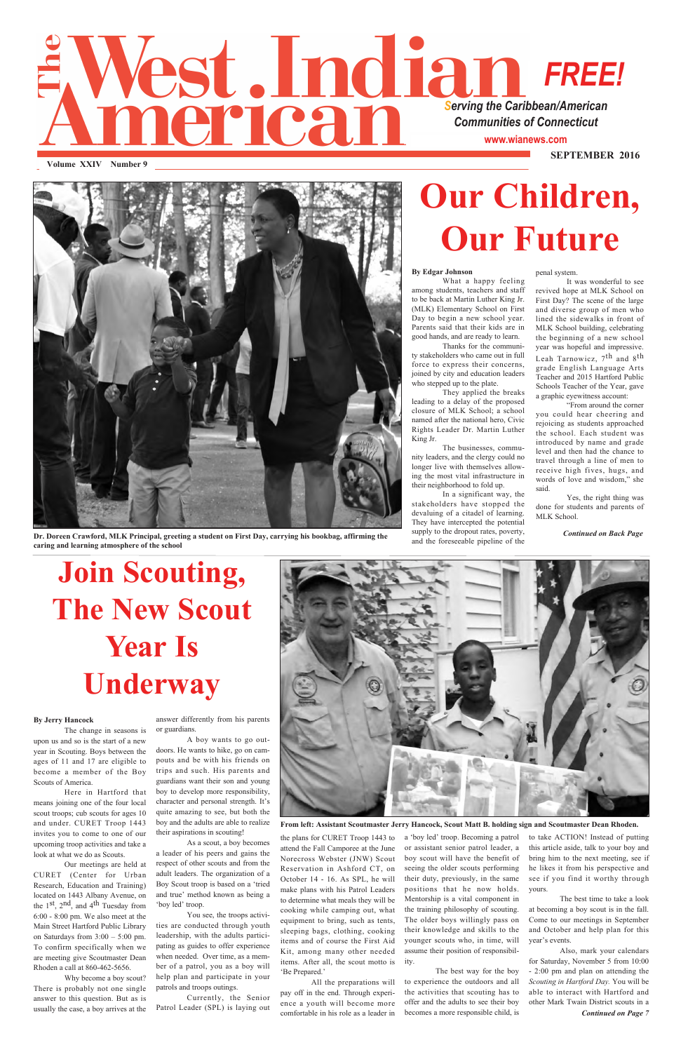# The West Indian American

**FREE!**

*Serving the Caribbean/American Communities of Connecticut*

www.wianews.com

Volume XXIV Number 9

SEPTEMBER 2016

Dr. Doreen Crawford, MLK Principal, greeting a student on First Day, carrying his bookbag, affirming the caring and learning atmosphere of the school

## Our Children, Our Future

**By Edgar Johnson**

What a happy feeling among students, teachers and staff to be back at Martin Luther King Jr. (MLK) Elementary School on First Day to begin a new school year. Parents said that their kids are in good hands, and are ready to learn.

Thanks for the community stakeholders who came out in full force to express their concerns, joined by city and education leaders who stepped up to the plate.

They applied the breaks leading to a delay of the proposed closure of MLK School; a school named after the national hero, Civic Rights Leader Dr. Martin Luther King Jr.

The businesses, community leaders, and the clergy could no longer live with themselves allowing the most vital infrastructure in their neighborhood to fold up.

In a significant way, the stakeholders have stopped the devaluing of a citadel of learning. They have intercepted the potential supply to the dropout rates, poverty, and the foreseeable pipeline of the penal system.

It was wonderful to see revived hope at MLK School on First Day? The scene of the large and diverse group of men who lined the sidewalks in front of MLK School building, celebrating the beginning of a new school year was hopeful and impressive. Leah Tarnowicz, 7th and 8th grade English Language Arts Teacher and 2015 Hartford Public Schools Teacher of the Year, gave a graphic eyewitness account:

"From around the corner you could hear cheering and rejoicing as students approached the school. Each student was introduced by name and grade level and then had the chance to travel through a line of men to receive high fives, hugs, and words of love and wisdom," she said.

Yes, the right thing was done for students and parents of MLK School.

*Continued on Back Page*

## Join Scouting, The New Scout Year Is Underway

From left: Assistant Scoutmaster Jerry Hancock, Scout Matt B. holding sign and Scoutmaster Dean Rhoden.

**By Jerry Hancock**

The change in seasons is upon us and so is the start of a new year in Scouting. Boys between the ages of 11 and 17 are eligible to become a member of the Boy Scouts of America.

Here in Hartford that means joining one of the four local scout troops; cub scouts for ages 10 and under. CURET Troop 1443 invites you to come to one of our upcoming troop activities and take a look at what we do as Scouts.

Our meetings are held at CURET (Center for Urban Research, Education and Training) located on 1443 Albany Avenue, on the 1st, 2nd, and 4th Tuesday from 6:00 - 8:00 pm. We also meet at the Main Street Hartford Public Library on Saturdays from 3:00 – 5:00 pm. To confirm specifically when we are meeting give Scoutmaster Dean Rhoden a call at 860-462-5656.

Why become a boy scout? There is probably not one single answer to this question. But as is usually the case, a boy arrives at the answer differently from his parents or guardians.

A boy wants to go outdoors. He wants to hike, go on campouts and be with his friends on trips and such. His parents and guardians want their son and young boy to develop more responsibility, character and personal strength. It's quite amazing to see, but both the boy and the adults are able to realize their aspirations in scouting!

As a scout, a boy becomes a leader of his peers and gains the respect of other scouts and from the adult leaders. The organization of a Boy Scout troop is based on a 'tried and true' method known as being a 'boy led' troop.

You see, the troops activities are conducted through youth leadership, with the adults participating as guides to offer experience when needed. Over time, as a member of a patrol, you as a boy will help plan and participate in your patrols and troops outings.

Currently, the Senior Patrol Leader (SPL) is laying out the plans for CURET Troop 1443 to attend the Fall Camporee at the June Norecross Webster (JNW) Scout Reservation in Ashford CT, on October 14 - 16. As SPL, he will make plans with his Patrol Leaders to determine what meals they will be cooking while camping out, what equipment to bring, such as tents, sleeping bags, clothing, cooking items and of course the First Aid Kit, among many other needed items. After all, the scout motto is 'Be Prepared.'

All the preparations will pay off in the end. Through experience a youth will become more comfortable in his role as a leader in a 'boy led' troop. Becoming a patrol or assistant senior patrol leader, a boy scout will have the benefit of seeing the older scouts performing their duty, previously, in the same positions that he now holds. Mentorship is a vital component in the training philosophy of scouting. The older boys willingly pass on their knowledge and skills to the younger scouts who, in time, will assume their position of responsibility.

The best way for the boy to experience the outdoors and all the activities that scouting has to offer and the adults to see their boy becomes a more responsible child, is to take ACTION! Instead of putting this article aside, talk to your boy and bring him to the next meeting, see if he likes it from his perspective and see if you find it worthy through yours.

The best time to take a look at becoming a boy scout is in the fall. Come to our meetings in September and October and help plan for this year's events.

Also, mark your calendars for Saturday, November 5 from 10:00 - 2:00 pm and plan on attending the *Scouting in Hartford Day.* You will be able to interact with Hartford and other Mark Twain District scouts in a

*Continued on Page 7*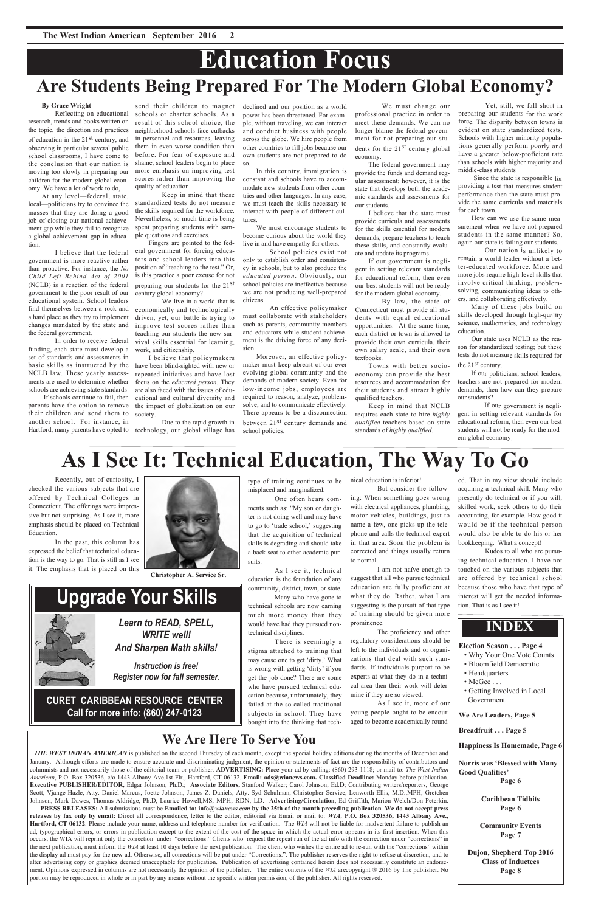# Education Focus

## Are Students Being Prepared For The Modern Global Economy?

**By Grace Wright**

Reflecting on educational research, trends and books written on the topic, the direction and practices of education in the 21st century, and observing in particular several public school classrooms, I have come to the conclusion that our nation is moving too slowly in preparing our children for the modern global economy. We have a lot of work to do,

At any level—federal, state, local—politicians try to convince the masses that they are doing a good job of closing our national achievement gap while they fail to recognize a global achievement gap in education.

I believe that the federal government is more reactive rather than proactive. For instance, the *No Child Left Behind Act of 2001* (NCLB) is a reaction of the federal government to the poor result of our educational system. School leaders find themselves between a rock and a hard place as they try to implement changes mandated by the state and the federal government.

In order to receive federal funding, each state must develop a set of standards and assessments in basic skills as instructed by the NCLB law. These yearly assessments are used to determine whether schools are achieving state standards

If schools continue to fail, then parents have the option to remove their children and send them to another school. For instance, in Hartford, many parents have opted to send their children to magnet schools or charter schools. As a result of this school choice, the neighborhood schools face cutbacks in personnel and resources, leaving them in even worse condition than before. For fear of exposure and shame, school leaders begin to place more emphasis on improving test scores rather than improving the quality of education.

Keep in mind that these standardized tests do not measure the skills required for the workforce. Nevertheless, so much time is being spent preparing students with sample questions and exercises.

Fingers are pointed to the federal government for forcing educators and school leaders into this position of "teaching to the test." Or, is this practice a poor excuse for not preparing our students for the 21st century global economy?

We live in a world that is economically and technologically driven; yet, our battle is trying to improve test scores rather than teaching our students the new survival skills essential for learning, work, and citizenship.

I believe that policymakers have been blind-sighted with new or repeated initiatives and have lost focus on the *educated person.* They are also faced with the issues of educational and cultural diversity and the impact of globalization on our society.

Due to the rapid growth in technology, our global village has declined and our position as a world power has been threatened. For example, without traveling, we can interact and conduct business with people across the globe. We hire people from other countries to fill jobs because our own students are not prepared to do so.

In this country, immigration is constant and schools have to accommodate new students from other countries and other languages. In any case, we must teach the skills necessary to interact with people of different cultures.

We must encourage students to become curious about the world they live in and have empathy for others.

School policies exist not only to establish order and consistency in schools, but to also produce the *educated person*. Obviously, our school policies are ineffective because we are not producing well-prepared citizens.

An effective policymaker must collaborate with stakeholders such as parents, community members and educators while student achievement is the driving force of any decision.

Moreover, an effective policymaker must keep abreast of our ever evolving global community and the demands of modern society. Even for low-income jobs, employees are required to reason, analyze, problem-solve, and to communicate effectively. There appears to be a disconnection between 21st century demands and school policies.

We must change our professional practice in order to meet these demands. We can no longer blame the federal government for not preparing our students for the 21st century global economy.

The federal government may provide the funds and demand regular assessment; however, it is the state that develops both the academic standards and assessments for our students.

I believe that the state must provide curricula and assessments for the skills essential for modern demands, prepare teachers to teach these skills, and constantly evaluate and update its programs.

If our government is negligent in setting relevant standards for educational reform, then even our best students will not be ready for the modern global economy.

By law, the state of Connecticut must provide all students with equal educational opportunities. At the same time, each district or town is allowed to provide their own curricula, their own salary scale, and their own textbooks.

Towns with better socio-economy can provide the best resources and accommodation for their students and attract highly qualified teachers.

Keep in mind that NCLB requires each state to hire *highly qualified* teachers based on state standards of *highly qualified.*

Yet, still, we fall short in preparing our students for the work force. The disparity between towns is evident on state standardized tests. Schools with higher minority populations generally perform poorly and have a greater below-proficient rate than schools with higher majority and middle-class students

Since the state is responsible for providing a test that measures student performance then the state must provide the same curricula and materials for each town.

How can we use the same measurement when we have not prepared students in the same manner? So, again our state is failing our students.

Our nation is unlikely to remain a world leader without a better-educated workforce. More and more jobs require high-level skills that involve critical thinking, problem-solving, communicating ideas to others, and collaborating effectively.

Many of these jobs build on skills developed through high-quality science, mathematics, and technology education.

Our state uses NCLB as the reason for standardized testing; but these tests do not measure skills required for the 21st century.

If our politicians, school leaders, teachers are not prepared for modern demands, then how can they prepare our students?

If our government is negligent in setting relevant standards for educational reform, then even our best students will not be ready for the modern global economy.

# As I See It: Technical Education, The Way To Go

Recently, out of curiosity, I checked the various subjects that are offered by Technical Colleges in Connecticut. The offerings were impressive but not surprising. As I see it, more emphasis should be placed on Technical Education.

In the past, this column has expressed the belief that technical education is the way to go. That is still as I see it. The emphasis that is placed on this type of training continues to be misplaced and marginalized.

Christopher A. Service Sr.

One often hears comments such as: "My son or daughter is not doing well and may have to go to 'trade school,' suggesting that the acquisition of technical skills is degrading and should take a back seat to other academic pursuits.

As I see it, technical education is the foundation of any community, district, town, or state.

Many who have gone to technical schools are now earning much more money than they would have had they pursued non-technical disciplines.

There is seemingly a stigma attached to training that may cause one to get 'dirty.' What is wrong with getting 'dirty' if you get the job done? There are some who have pursued technical education because, unfortunately, they failed at the so-called traditional subjects in school. They have bought into the thinking that technical education is inferior!

But consider the following: When something goes wrong with electrical appliances, plumbing, motor vehicles, buildings, just to name a few, one picks up the telephone and calls the technical expert in that area. Soon the problem is corrected and things usually return to normal.

I am not naïve enough to suggest that all who pursue technical education are fully proficient at what they do. Rather, what I am suggesting is the pursuit of that type of training should be given more prominence.

The proficiency and other regulatory considerations should be left to the individuals and or organizations that deal with such standards. If individuals purport to be experts at what they do in a technical area then their work will determine if they are so viewed.

As I see it, more of our young people ought to be encouraged to become academically rounded. That in my view should include acquiring a technical skill. Many who presently do technical or if you will, skilled work, seek others to do their accounting, for example. How good it would be if the technical person would also be able to do his or her bookkeeping. What a concept!

Kudos to all who are pursuing technical education. I have not touched on the various subjects that are offered by technical school because those who have that type of interest will get the needed information. That is as I see it!

## Upgrade Your Skills

*Learn to READ, SPELL, WRITE well! And Sharpen Math skills!*

*Instruction is free! Register now for fall semester.*

**CURET CARIBBEAN RESOURCE CENTER**
**Call for more info: (860) 247-0123**

## INDEX

**Election Season . . . Page 4**
- Why Your One Vote Counts
- Bloomfield Democratic
- Headquarters
- McGee . . .
- Getting Involved in Local Government

**We Are Leaders, Page 5**

**Breadfruit . . . Page 5**

**Happiness Is Homemade, Page 6**

**Norris was 'Blessed with Many Good Qualities' Page 6**

**Caribbean Tidbits Page 6**

**Community Events Page 7**

**Dujon, Shepherd Top 2016 Class of Inductees Page 8**

## We Are Here To Serve You

***THE WEST INDIAN AMERICAN*** is published on the second Thursday of each month, except the special holiday editions during the months of December and January. Although efforts are made to ensure accurate and discriminating judgment, the opinion or statements of fact are the responsibility of contributors and columnists and not necessarily those of the editorial team or publisher. **ADVERTISING:** Place your ad by calling: (860) 293-1118; or mail to: *The West Indian American*, P.O. Box 320536, c/o 1443 Albany Ave.1st Flr., Hartford, CT 06132. **Email: ads@wianews.com. Classified Deadline:** Monday before publication. **Executive PUBLISHER/EDITOR,** Edgar Johnson, Ph.D.; **Associate Editors,** Stanford Walker; Carol Johnson, Ed.D; Contributing writers/reporters, George Scott, Vjange Hazle, Atty. Daniel Marcus, Joette Johnson, James Z. Daniels, Atty. Syd Schulman, Christopher Service, Lenworth Ellis, M.D.,MPH, Gretchen Johnson, Mark Dawes, Thomas Aldridge, Ph.D, Laurice Howell,MS, MPH, RDN, LD. **Advertising/Circulation**, Ed Griffith, Marion Welch/Don Peterkin.

**PRESS RELEASES:** All submissions must be **Emailed to: info@wianews.com by the 25th of the month preceding publication**. **We do not accept press releases by fax only by email:** Direct all correspondence, letter to the editor, editorial via Email or mail to: ***WIA*****, P.O. Box 320536, 1443 Albany Ave., Hartford, CT 06132**. Please include your name, address and telephone number for verification. The *WIA* will not be liable for inadvertent failure to publish an ad, typographical errors, or errors in publication except to the extent of the cost of the space in which the actual error appears in its first insertion. When this occurs, the WIA will reprint only the correction under "corrections." Clients who request the repeat run of the ad info with the correction under "corrections" in the next publication, must inform the *WIA* at least 10 days before the next publication. The client who wishes the entire ad to re-run with the "corrections" with the display ad must pay for the new ad. Otherwise, all corrections will be put under "Corrections.". The publisher reserves the right to refuse at discretion, and to alter advertising copy or graphics deemed unacceptable for publication. Publication of advertising contained herein does not necessarily constitute an endorsement. Opinions expressed in columns are not necessarily the opinion of the publisher. The entire contents of the *WIA* arecopyright ® 2016 by The publisher. No portion may be reproduced in whole or in part by any means without the specific written permission, of the publisher. All rights reserved.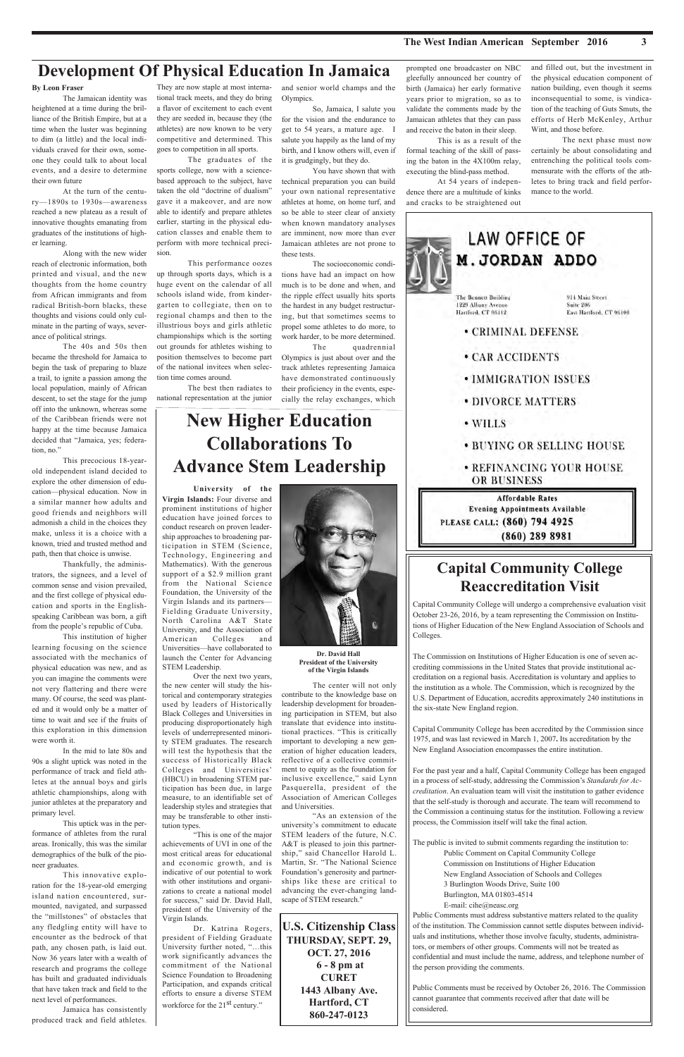# Development Of Physical Education In Jamaica

**By Leon Fraser**

The Jamaican identity was heightened at a time during the brilliance of the British Empire, but at a time when the luster was beginning to dim (a little) and the local individuals craved for their own, someone they could talk to about local events, and a desire to determine their own future

At the turn of the century—1890s to 1930s—awareness reached a new plateau as a result of innovative thoughts emanating from graduates of the institutions of higher learning.

Along with the new wider reach of electronic information, both printed and visual, and the new thoughts from the home country from African immigrants and from radical British-born blacks, these thoughts and visions could only culminate in the parting of ways, severance of political strings.

The 40s and 50s then became the threshold for Jamaica to begin the task of preparing to blaze a trail, to ignite a passion among the local population, mainly of African descent, to set the stage for the jump off into the unknown, whereas some of the Caribbean friends were not happy at the time because Jamaica decided that "Jamaica, yes; federation, no."

This precocious 18-year-old independent island decided to explore the other dimension of education—physical education. Now in a similar manner how adults and good friends and neighbors will admonish a child in the choices they make, unless it is a choice with a known, tried and trusted method and path, then that choice is unwise.

Thankfully, the administrators, the signees, and a level of common sense and vision prevailed, and the first college of physical education and sports in the English-speaking Caribbean was born, a gift from the people's republic of Cuba.

This institution of higher learning focusing on the science associated with the mechanics of physical education was new, and as you can imagine the comments were not very flattering and there were many. Of course, the seed was planted and it would only be a matter of time to wait and see if the fruits of this exploration in this dimension were worth it.

In the mid to late 80s and 90s a slight uptick was noted in the performance of track and field athletes at the annual boys and girls athletic championships, along with junior athletes at the preparatory and primary level.

This uptick was in the performance of athletes from the rural areas. Ironically, this was the similar demographics of the bulk of the pioneer graduates.

This innovative exploration for the 18-year-old emerging island nation encountered, surmounted, navigated, and surpassed the "millstones" of obstacles that any fledgling entity will have to encounter as the bedrock of that path, any chosen path, is laid out. Now 36 years later with a wealth of research and programs the college has built and graduated individuals that have taken track and field to the next level of performances.

Jamaica has consistently produced track and field athletes. They are now staple at most international track meets, and they do bring a flavor of excitement to each event they are seeded in, because they (the athletes) are now known to be very competitive and determined. This goes to competition in all sports.

The graduates of the sports college, now with a science-based approach to the subject, have taken the old "doctrine of dualism" gave it a makeover, and are now able to identify and prepare athletes earlier, starting in the physical education classes and enable them to perform with more technical precision.

This performance oozes up through sports days, which is a huge event on the calendar of all schools island wide, from kindergarten to collegiate, then on to regional champs and then to the illustrious boys and girls athletic championships which is the sorting out grounds for athletes wishing to position themselves to become part of the national invitees when selection time comes around.

The best then radiates to national representation at the junior and senior world champs and the Olympics.

So, Jamaica, I salute you for the vision and the endurance to get to 54 years, a mature age. I salute you happily as the land of my birth, and I know others will, even if it is grudgingly, but they do.

You have shown that with technical preparation you can build your own national representative athletes at home, on home turf, and so be able to steer clear of anxiety when known mandatory analyses are imminent, now more than ever Jamaican athletes are not prone to these tests.

The socioeconomic conditions have had an impact on how much is to be done and when, and the ripple effect usually hits sports the hardest in any budget restructuring, but that sometimes seems to propel some athletes to do more, to work harder, to be more determined.

The quadrennial Olympics is just about over and the track athletes representing Jamaica have demonstrated continuously their proficiency in the events, especially the relay exchanges, which prompted one broadcaster on NBC gleefully announced her country of birth (Jamaica) her early formative years prior to migration, so as to validate the comments made by the Jamaican athletes that they can pass and receive the baton in their sleep.

This is as a result of the formal teaching of the skill of passing the baton in the 4X100m relay, executing the blind-pass method.

At 54 years of independence there are a multitude of kinks and cracks to be straightened out and filled out, but the investment in the physical education component of nation building, even though it seems inconsequential to some, is vindication of the teaching of Guts Smuts, the efforts of Herb McKenley, Arthur Wint, and those before.

The next phase must now certainly be about consolidating and entrenching the political tools commensurate with the efforts of the athletes to bring track and field performance to the world.

# New Higher Education Collaborations To Advance Stem Leadership

**University of the Virgin Islands:** Four diverse and prominent institutions of higher education have joined forces to conduct research on proven leadership approaches to broadening participation in STEM (Science, Technology, Engineering and Mathematics). With the generous support of a $2.9 million grant from the National Science Foundation, the University of the Virgin Islands and its partners—Fielding Graduate University, North Carolina A&T State University, and the Association of American Colleges and Universities—have collaborated to launch the Center for Advancing STEM Leadership.

Over the next two years, the new center will study the historical and contemporary strategies used by leaders of Historically Black Colleges and Universities in producing disproportionately high levels of underrepresented minority STEM graduates. The research will test the hypothesis that the success of Historically Black Colleges and Universities' (HBCU) in broadening STEM participation has been due, in large measure, to an identifiable set of leadership styles and strategies that may be transferable to other institution types.

"This is one of the major achievements of UVI in one of the most critical areas for educational and economic growth, and is indicative of our potential to work with other institutions and organizations to create a national model for success," said Dr. David Hall, president of the University of the Virgin Islands.

Dr. Katrina Rogers, president of Fielding Graduate University further noted, "...this work significantly advances the commitment of the National Science Foundation to Broadening Participation, and expands critical efforts to ensure a diverse STEM workforce for the 21st century."

**Dr. David Hall**
**President of the University of the Virgin Islands**

The center will not only contribute to the knowledge base on leadership development for broadening participation in STEM, but also translate that evidence into institutional practices. "This is critically important to developing a new generation of higher education leaders, reflective of a collective commitment to equity as the foundation for inclusive excellence," said Lynn Pasquerella, president of the Association of American Colleges and Universities.

"As an extension of the university's commitment to educate STEM leaders of the future, N.C. A&T is pleased to join this partnership," said Chancellor Harold L. Martin, Sr. "The National Science Foundation's generosity and partnerships like these are critical to advancing the ever-changing landscape of STEM research."

**U.S. Citizenship Class**
**THURSDAY, SEPT. 29, OCT. 27, 2016**
**6 - 8 pm at CURET**
**1443 Albany Ave.**
**Hartford, CT**
**860-247-0123**

## LAW OFFICE OF M. JORDAN ADDO

The Bennett Building
1229 Albany Avenue
Hartford, CT 06112

914 Main Street
Suite 206
East Hartford, CT 06108

- CRIMINAL DEFENSE
- CAR ACCIDENTS
- IMMIGRATION ISSUES
- DIVORCE MATTERS
- WILLS
- BUYING OR SELLING HOUSE
- REFINANCING YOUR HOUSE OR BUSINESS

**Affordable Rates**
**Evening Appointments Available**
**PLEASE CALL: (860) 794 4925**
**(860) 289 8981**

# Capital Community College Reaccreditation Visit

Capital Community College will undergo a comprehensive evaluation visit October 23-26, 2016, by a team representing the Commission on Institutions of Higher Education of the New England Association of Schools and Colleges.

The Commission on Institutions of Higher Education is one of seven accrediting commissions in the United States that provide institutional accreditation on a regional basis. Accreditation is voluntary and applies to the institution as a whole. The Commission, which is recognized by the U.S. Department of Education, accredits approximately 240 institutions in the six-state New England region.

Capital Community College has been accredited by the Commission since 1975, and was last reviewed in March 1, 2007. Its accreditation by the New England Association encompasses the entire institution.

For the past year and a half, Capital Community College has been engaged in a process of self-study, addressing the Commission's *Standards for Accreditation*. An evaluation team will visit the institution to gather evidence that the self-study is thorough and accurate. The team will recommend to the Commission a continuing status for the institution. Following a review process, the Commission itself will take the final action.

The public is invited to submit comments regarding the institution to:

Public Comment on Capital Community College
Commission on Institutions of Higher Education
New England Association of Schools and Colleges
3 Burlington Woods Drive, Suite 100
Burlington, MA 01803-4514
E-mail: cihe@neasc.org

Public Comments must address substantive matters related to the quality of the institution. The Commission cannot settle disputes between individuals and institutions, whether those involve faculty, students, administrators, or members of other groups. Comments will not be treated as confidential and must include the name, address, and telephone number of the person providing the comments.

Public Comments must be received by October 26, 2016. The Commission cannot guarantee that comments received after that date will be considered.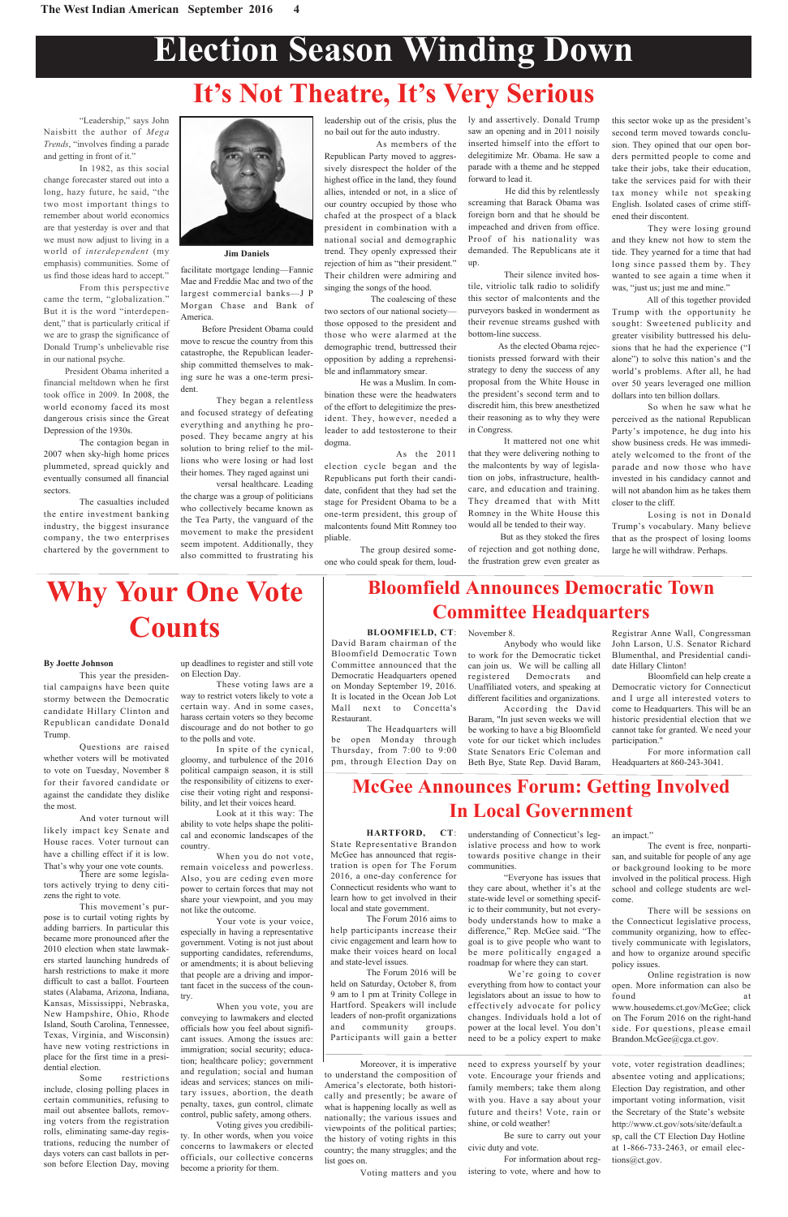# Election Season Winding Down

## It's Not Theatre, It's Very Serious

"Leadership," says John Naisbitt the author of *Mega Trends*, "involves finding a parade and getting in front of it."

In 1982, as this social change forecaster stared out into a long, hazy future, he said, "the two most important things to remember about world economics are that yesterday is over and that we must now adjust to living in a world of *interdependent* (my emphasis) communities. Some of us find those ideas hard to accept."

From this perspective came the term, "globalization." But it is the word "interdependent," that is particularly critical if we are to grasp the significance of Donald Trump's unbelievable rise in our national psyche.

President Obama inherited a financial meltdown when he first took office in 2009. In 2008, the world economy faced its most dangerous crisis since the Great Depression of the 1930s.

The contagion began in 2007 when sky-high home prices plummeted, spread quickly and eventually consumed all financial sectors.

The casualties included the entire investment banking industry, the biggest insurance company, the two enterprises chartered by the government to facilitate mortgage lending—Fannie Mae and Freddie Mac and two of the largest commercial banks—J P Morgan Chase and Bank of America.

**Jim Daniels**

Before President Obama could move to rescue the country from this catastrophe, the Republican leadership committed themselves to making sure he was a one-term president.

They began a relentless and focused strategy of defeating everything and anything he proposed. They became angry at his solution to bring relief to the millions who were losing or had lost their homes. They raged against universal healthcare. Leading the charge was a group of politicians who collectively became known as the Tea Party, the vanguard of the movement to make the president seem impotent. Additionally, they also committed to frustrating his leadership out of the crisis, plus the no bail out for the auto industry.

As members of the Republican Party moved to aggressively disrespect the holder of the highest office in the land, they found allies, intended or not, in a slice of our country occupied by those who chafed at the prospect of a black president in combination with a national social and demographic trend. They openly expressed their rejection of him as "their president." Their children were admiring and singing the songs of the hood.

The coalescing of these two sectors of our national society—those opposed to the president and those who were alarmed at the demographic trend, buttressed their opposition by adding a reprehensible and inflammatory smear.

He was a Muslim. In combination these were the headwaters of the effort to delegitimize the president. They, however, needed a leader to add testosterone to their dogma.

As the 2011 election cycle began and the Republicans put forth their candidate, confident that they had set the stage for President Obama to be a one-term president, this group of malcontents found Mitt Romney too pliable.

The group desired someone who could speak for them, loudly and assertively. Donald Trump saw an opening and in 2011 noisily inserted himself into the effort to delegitimize Mr. Obama. He saw a parade with a theme and he stepped forward to lead it.

He did this by relentlessly screaming that Barack Obama was foreign born and that he should be impeached and driven from office. Proof of his nationality was demanded. The Republicans ate it up.

Their silence invited hostile, vitriolic talk radio to solidify this sector of malcontents and the purveyors basked in wonderment as their revenue streams gushed with bottom-line success.

As the elected Obama rejectionists pressed forward with their strategy to deny the success of any proposal from the White House in the president's second term and to discredit him, this brew anesthetized their reasoning as to why they were in Congress.

It mattered not one whit that they were delivering nothing to the malcontents by way of legislation on jobs, infrastructure, healthcare, and education and training. They dreamed that with Mitt Romney in the White House this would all be tended to their way.

But as they stoked the fires of rejection and got nothing done, the frustration grew even greater as this sector woke up as the president's second term moved towards conclusion. They opined that our open borders permitted people to come and take their jobs, take their education, take the services paid for with their tax money while not speaking English. Isolated cases of crime stiffened their discontent.

They were losing ground and they knew not how to stem the tide. They yearned for a time that had long since passed them by. They wanted to see again a time when it was, "just us; just me and mine."

All of this together provided Trump with the opportunity he sought: Sweetened publicity and greater visibility buttressed his delusions that he had the experience ("I alone") to solve this nation's and the world's problems. After all, he had over 50 years leveraged one million dollars into ten billion dollars.

So when he saw what he perceived as the national Republican Party's impotence, he dug into his show business creds. He was immediately welcomed to the front of the parade and now those who have invested in his candidacy cannot and will not abandon him as he takes them closer to the cliff.

Losing is not in Donald Trump's vocabulary. Many believe that as the prospect of losing looms large he will withdraw. Perhaps.

## Why Your One Vote Counts

**By Joette Johnson**

This year the presidential campaigns have been quite stormy between the Democratic candidate Hillary Clinton and Republican candidate Donald Trump.

Questions are raised whether voters will be motivated to vote on Tuesday, November 8 for their favored candidate or against the candidate they dislike the most.

And voter turnout will likely impact key Senate and House races. Voter turnout can have a chilling effect if it is low. That's why your one vote counts. There are some legislators actively trying to deny citizens the right to vote.

This movement's purpose is to curtail voting rights by adding barriers. In particular this became more pronounced after the 2010 election when state lawmakers started launching hundreds of harsh restrictions to make it more difficult to cast a ballot. Fourteen states (Alabama, Arizona, Indiana, Kansas, Mississippi, Nebraska, New Hampshire, Ohio, Rhode Island, South Carolina, Tennessee, Texas, Virginia, and Wisconsin) have new voting restrictions in place for the first time in a presidential election.

Some restrictions include, closing polling places in certain communities, refusing to mail out absentee ballots, removing voters from the registration rolls, eliminating same-day registrations, reducing the number of days voters can cast ballots in person before Election Day, moving up deadlines to register and still vote on Election Day.

These voting laws are a way to restrict voters likely to vote a certain way. And in some cases, harass certain voters so they become discourage and do not bother to go to the polls and vote.

In spite of the cynical, gloomy, and turbulence of the 2016 political campaign season, it is still the responsibility of citizens to exercise their voting right and responsibility, and let their voices heard.

Look at it this way: The ability to vote helps shape the political and economic landscapes of the country.

When you do not vote, remain voiceless and powerless. Also, you are ceding even more power to certain forces that may not share your viewpoint, and you may not like the outcome.

Your vote is your voice, especially in having a representative government. Voting is not just about supporting candidates, referendums, or amendments; it is about believing that people are a driving and important facet in the success of the country.

When you vote, you are conveying to lawmakers and elected officials how you feel about significant issues. Among the issues are: immigration; social security; education; healthcare policy; government and regulation; social and human ideas and services; stances on military issues, abortion, the death penalty, taxes, gun control, climate control, public safety, among others.

Voting gives you credibility. In other words, when you voice concerns to lawmakers or elected officials, our collective concerns become a priority for them.

Moreover, it is imperative to understand the composition of America's electorate, both historically and presently; be aware of what is happening locally as well as nationally; the various issues and viewpoints of the political parties; the history of voting rights in this country; the many struggles; and the list goes on.

Voting matters and you need to express yourself by your vote. Encourage your friends and family members; take them along with you. Have a say about your future and theirs! Vote, rain or shine, or cold weather!

Be sure to carry out your civic duty and vote.

For information about registering to vote, where and how to vote, voter registration deadlines; absentee voting and applications; Election Day registration, and other important voting information, visit the Secretary of the State's website http://www.ct.gov/sots/site/default.asp, call the CT Election Day Hotline at 1-866-733-2463, or email elections@ct.gov.

## Bloomfield Announces Democratic Town Committee Headquarters

**BLOOMFIELD, CT**: David Baram chairman of the Bloomfield Democratic Town Committee announced that the Democratic Headquarters opened on Monday September 19, 2016. It is located in the Ocean Job Lot Mall next to Concetta's Restaurant.

The Headquarters will be open Monday through Thursday, from 7:00 to 9:00 pm, through Election Day on November 8.

Anybody who would like to work for the Democratic ticket can join us. We will be calling all registered Democrats and Unaffiliated voters, and speaking at different facilities and organizations.

According the David Baram, "In just seven weeks we will be working to have a big Bloomfield vote for our ticket which includes State Senators Eric Coleman and Beth Bye, State Rep. David Baram, Registrar Anne Wall, Congressman John Larson, U.S. Senator Richard Blumenthal, and Presidential candidate Hillary Clinton!

Bloomfield can help create a Democratic victory for Connecticut and I urge all interested voters to come to Headquarters. This will be an historic presidential election that we cannot take for granted. We need your participation."

For more information call Headquarters at 860-243-3041.

## McGee Announces Forum: Getting Involved In Local Government

**HARTFORD, CT**: State Representative Brandon McGee has announced that registration is open for The Forum 2016, a one-day conference for Connecticut residents who want to learn how to get involved in their local and state government.

The Forum 2016 aims to help participants increase their civic engagement and learn how to make their voices heard on local and state-level issues.

The Forum 2016 will be held on Saturday, October 8, from 9 am to 1 pm at Trinity College in Hartford. Speakers will include leaders of non-profit organizations and community groups. Participants will gain a better understanding of Connecticut's legislative process and how to work towards positive change in their communities.

"Everyone has issues that they care about, whether it's at the state-wide level or something specific to their community, but not everybody understands how to make a difference," Rep. McGee said. "The goal is to give people who want to be more politically engaged a roadmap for where they can start.

We're going to cover everything from how to contact your legislators about an issue to how to effectively advocate for policy changes. Individuals hold a lot of power at the local level. You don't need to be a policy expert to make an impact."

The event is free, nonpartisan, and suitable for people of any age or background looking to be more involved in the political process. High school and college students are welcome.

There will be sessions on the Connecticut legislative process, community organizing, how to effectively communicate with legislators, and how to organize around specific policy issues.

Online registration is now open. More information can also be found at www.housedems.ct.gov/McGee; click on The Forum 2016 on the right-hand side. For questions, please email Brandon.McGee@cga.ct.gov.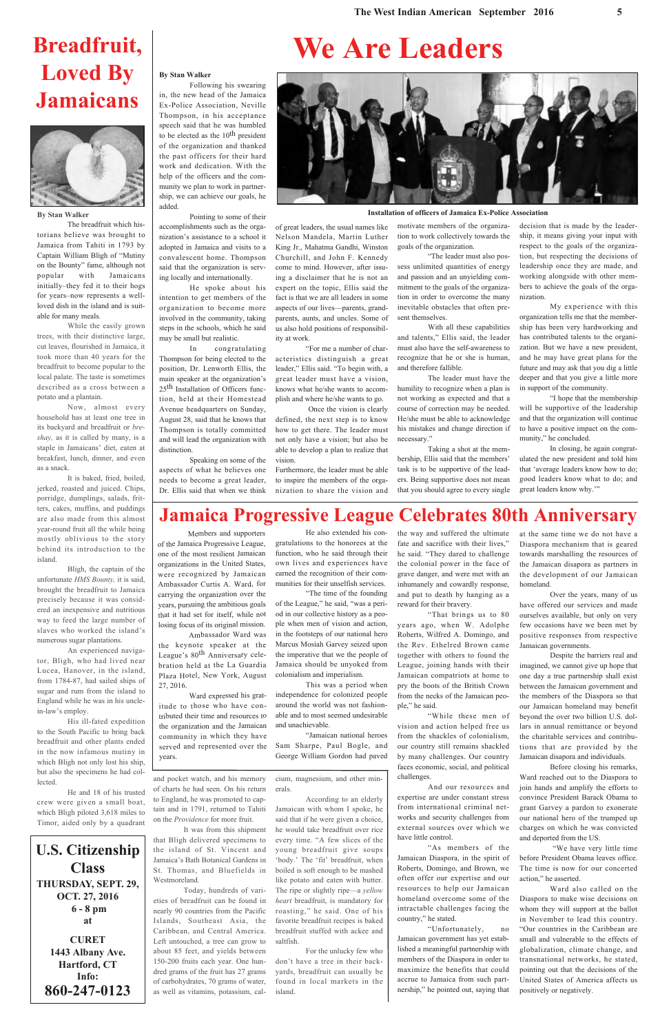# Breadfruit, Loved By Jamaicans

**By Stan Walker**

The breadfruit which historians believe was brought to Jamaica from Tahiti in 1793 by Captain William Bligh of "Mutiny on the Bounty" fame, although not popular with Jamaicans initially–they fed it to their hogs for years–now represents a well-loved dish in the island and is suitable for many meals.

While the easily grown trees, with their distinctive large, cut leaves, flourished in Jamaica, it took more than 40 years for the breadfruit to become popular to the local palate. The taste is sometimes described as a cross between a potato and a plantain.

Now, almost every household has at least one tree in its backyard and breadfruit or *breshay,* as it is called by many, is a staple in Jamaicans' diet, eaten at breakfast, lunch, dinner, and even as a snack.

It is baked, fried, boiled, jerked, roasted and juiced. Chips, porridge, dumplings, salads, fritters, cakes, muffins, and puddings are also made from this almost year-round fruit all the while being mostly oblivious to the story behind its introduction to the island.

Bligh, the captain of the unfortunate *HMS Bounty,* it is said, brought the breadfruit to Jamaica precisely because it was considered an inexpensive and nutritious way to feed the large number of slaves who worked the island's numerous sugar plantations.

An experienced navigator, Bligh, who had lived near Lucea, Hanover, in the island, from 1784-87, had sailed ships of sugar and rum from the island to England while he was in his uncle-in-law's employ.

His ill-fated expedition to the South Pacific to bring back breadfruit and other plants ended in the now infamous mutiny in which Bligh not only lost his ship, but also the specimens he had collected.

He and 18 of his trusted crew were given a small boat, which Bligh piloted 3,618 miles to Timor, aided only by a quadrant and pocket watch, and his memory of charts he had seen. On his return to England, he was promoted to captain and in 1791, returned to Tahiti on the *Providence* for more fruit.

It was from this shipment that Bligh delivered specimens to the island of St. Vincent and Jamaica's Bath Botanical Gardens in St. Thomas, and Bluefields in Westmoreland.

Today, hundreds of varieties of breadfruit can be found in nearly 90 countries from the Pacific Islands, Southeast Asia, the Caribbean, and Central America. Left untouched, a tree can grow to about 85 feet, and yields between 150-200 fruits each year. One hundred grams of the fruit has 27 grams of carbohydrates, 70 grams of water, as well as vitamins, potassium, calcium, magnesium, and other minerals.

According to an elderly Jamaican with whom I spoke, he said that if he were given a choice, he would take breadfruit over rice every time. "A few slices of the young breadfruit give soups 'body.' The 'fit' breadfruit, when boiled is soft enough to be mashed like potato and eaten with butter. The ripe or slightly ripe—a *yellow heart* breadfruit, is mandatory for roasting," he said. One of his favorite breadfruit recipes is baked breadfruit stuffed with ackee and saltfish.

For the unlucky few who don't have a tree in their backyards, breadfruit can usually be found in local markets in the island.

**U.S. Citizenship Class**
**THURSDAY, SEPT. 29, OCT. 27, 2016**
**6 - 8 pm**
**at**
**CURET**
**1443 Albany Ave.**
**Hartford, CT**
**Info:**
**860-247-0123**

# We Are Leaders

**By Stan Walker**

Following his swearing in, the new head of the Jamaica Ex-Police Association, Neville Thompson, in his acceptance speech said that he was humbled to be elected as the 10th president of the organization and thanked the past officers for their hard work and dedication. With the help of the officers and the community we plan to work in partnership, we can achieve our goals, he added.

Pointing to some of their accomplishments such as the organization's assistance to a school it adopted in Jamaica and visits to a convalescent home. Thompson said that the organization is serving locally and internationally.

He spoke about his intention to get members of the organization to become more involved in the community, taking steps in the schools, which he said may be small but realistic.

In congratulating Thompson for being elected to the position, Dr. Lenworth Ellis, the main speaker at the organization's 25th Installation of Officers function, held at their Homestead Avenue headquarters on Sunday, August 28, said that he knows that Thompson is totally committed and will lead the organization with distinction.

Speaking on some of the aspects of what he believes one needs to become a great leader, Dr. Ellis said that when we think of great leaders, the usual names like Nelson Mandela, Martin Luther King Jr., Mahatma Gandhi, Winston Churchill, and John F. Kennedy come to mind. However, after issuing a disclaimer that he is not an expert on the topic, Ellis said the fact is that we are all leaders in some aspects of our lives—parents, grandparents, aunts, and uncles. Some of us also hold positions of responsibility at work.

"For me a number of characteristics distinguish a great leader," Ellis said. "To begin with, a great leader must have a vision, knows what he/she wants to accomplish and where he/she wants to go.

Once the vision is clearly defined, the next step is to know how to get there. The leader must not only have a vision; but also be able to develop a plan to realize that vision.

Furthermore, the leader must be able to inspire the members of the organization to share the vision and motivate members of the organization to work collectively towards the goals of the organization.

"The leader must also possess unlimited quantities of energy and passion and an unyielding commitment to the goals of the organization in order to overcome the many inevitable obstacles that often present themselves.

With all these capabilities and talents," Ellis said, the leader must also have the self-awareness to recognize that he or she is human, and therefore fallible.

The leader must have the humility to recognize when a plan is not working as expected and that a course of correction may be needed. He/she must be able to acknowledge his mistakes and change direction if necessary."

Taking a shot at the membership, Ellis said that the members' task is to be supportive of the leaders. Being supportive does not mean that you should agree to every single decision that is made by the leadership, it means giving your input with respect to the goals of the organization, but respecting the decisions of leadership once they are made, and working alongside with other members to achieve the goals of the organization.

My experience with this organization tells me that the membership has been very hardworking and has contributed talents to the organization. But we have a new president, and he may have great plans for the future and may ask that you dig a little deeper and that you give a little more in support of the community.

"I hope that the membership will be supportive of the leadership and that the organization will continue to have a positive impact on the community," he concluded.

In closing, he again congratulated the new president and told him that 'average leaders know how to do; good leaders know what to do; and great leaders know why.'"

Installation of officers of Jamaica Ex-Police Association

# Jamaica Progressive League Celebrates 80th Anniversary

Members and supporters of the Jamaica Progressive League, one of the most resilient Jamaican organizations in the United States, were recognized by Jamaican Ambassador Curtis A. Ward, for carrying the organization over the years, pursuing the ambitious goals that it had set for itself, while not losing focus of its original mission.

Ambassador Ward was the keynote speaker at the League's 80th Anniversary celebration held at the La Guardia Plaza Hotel, New York, August 27, 2016.

Ward expressed his gratitude to those who have contributed their time and resources to the organization and the Jamaican community in which they have served and represented over the years.

He also extended his congratulations to the honorees at the function, who he said through their own lives and experiences have earned the recognition of their communities for their unselfish services.

"The time of the founding of the League," he said, "was a period in our collective history as a people when men of vision and action, in the footsteps of our national hero Marcus Mosiah Garvey seized upon the imperative that we the people of Jamaica should be unyoked from colonialism and imperialism.

This was a period when independence for colonized people around the world was not fashionable and to most seemed undesirable and unachievable.

"Jamaican national heroes Sam Sharpe, Paul Bogle, and George William Gordon had paved the way and suffered the ultimate fate and sacrifice with their lives," he said. "They dared to challenge the colonial power in the face of grave danger, and were met with an inhumanely and cowardly response, and put to death by hanging as a reward for their bravery.

"That brings us to 80 years ago, when W. Adolphe Roberts, Wilfred A. Domingo, and the Rev. Ethelred Brown came together with others to found the League, joining hands with their Jamaican compatriots at home to pry the boots of the British Crown from the necks of the Jamaican people," he said.

"While these men of vision and action helped free us from the shackles of colonialism, our country still remains shackled by many challenges. Our country faces economic, social, and political challenges.

And our resources and expertise are under constant stress from international criminal networks and security challenges from external sources over which we have little control.

"As members of the Jamaican Diaspora, in the spirit of Roberts, Domingo, and Brown, we often offer our expertise and our resources to help our Jamaican homeland overcome some of the intractable challenges facing the country," he stated.

"Unfortunately, no Jamaican government has yet established a meaningful partnership with members of the Diaspora in order to maximize the benefits that could accrue to Jamaica from such partnership," he pointed out, saying that at the same time we do not have a Diaspora mechanism that is geared towards marshalling the resources of the Jamaican disapora as partners in the development of our Jamaican homeland.

Over the years, many of us have offered our services and made ourselves available, but only on very few occasions have we been met by positive responses from respective Jamaican governments.

Despite the barriers real and imagined, we cannot give up hope that one day a true partnership shall exist between the Jamaican government and the members of the Diaspora so that our Jamaican homeland may benefit beyond the over two billion U.S. dollars in annual remittance or beyond the charitable services and contributions that are provided by the Jamaican disapora and individuals.

Before closing his remarks, Ward reached out to the Diaspora to join hands and amplify the efforts to convince President Barack Obama to grant Garvey a pardon to exonerate our national hero of the trumped up charges on which he was convicted and deported from the US.

"We have very little time before President Obama leaves office. The time is now for our concerted action," he asserted.

Ward also called on the Diaspora to make wise decisions on whom they will support at the ballot in November to lead this country. "Our countries in the Caribbean are small and vulnerable to the effects of globalization, climate change, and transnational networks, he stated, pointing out that the decisions of the United States of America affects us positively or negatively.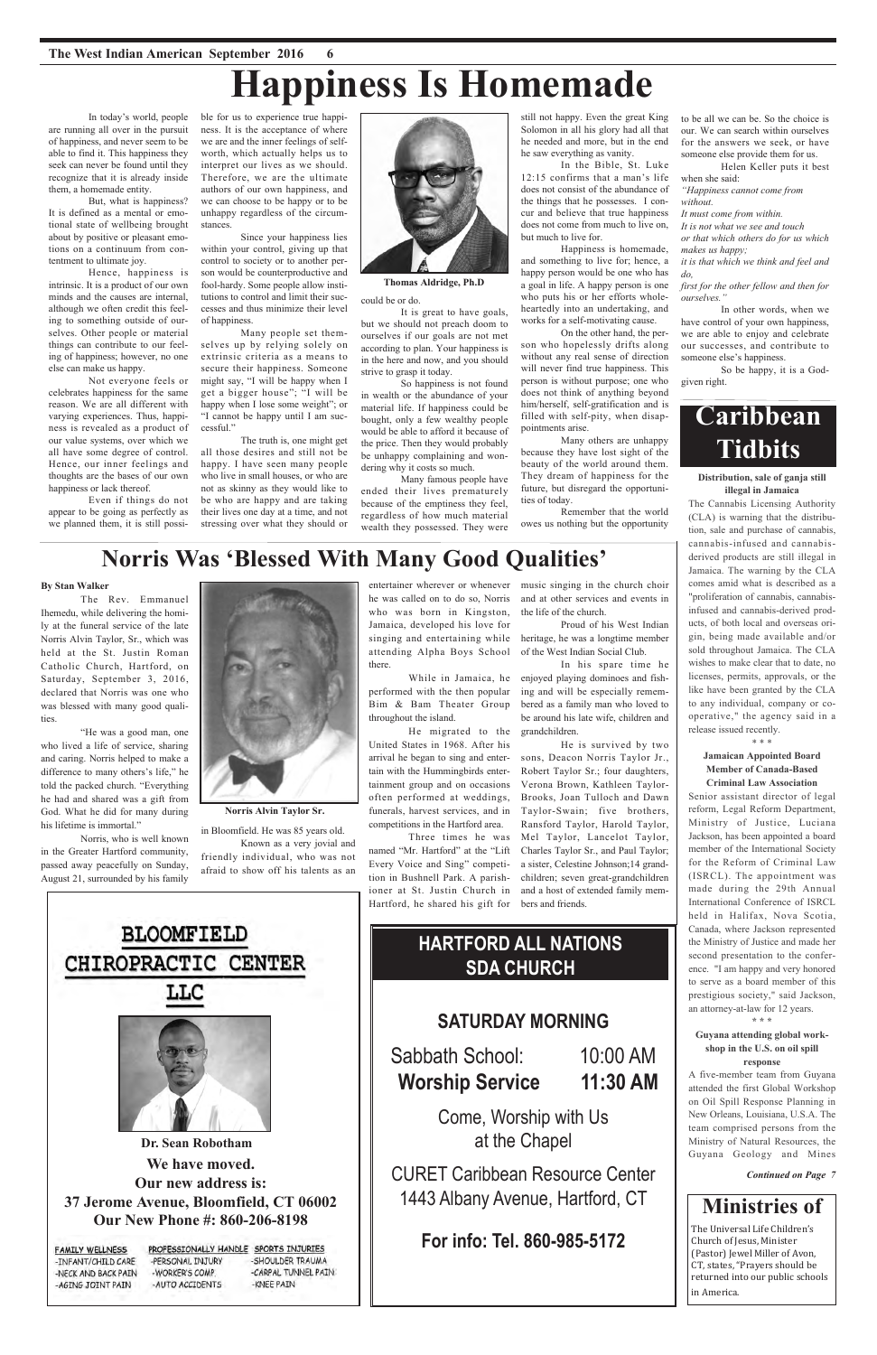# Happiness Is Homemade

In today's world, people are running all over in the pursuit of happiness, and never seem to be able to find it. This happiness they seek can never be found until they recognize that it is already inside them, a homemade entity.

But, what is happiness? It is defined as a mental or emotional state of wellbeing brought about by positive or pleasant emotions on a continuum from contentment to ultimate joy.

Hence, happiness is intrinsic. It is a product of our own minds and the causes are internal, although we often credit this feeling to something outside of ourselves. Other people or material things can contribute to our feeling of happiness; however, no one else can make us happy.

Not everyone feels or celebrates happiness for the same reason. We are all different with varying experiences. Thus, happiness is revealed as a product of our value systems, over which we all have some degree of control. Hence, our inner feelings and thoughts are the bases of our own happiness or lack thereof.

Even if things do not appear to be going as perfectly as we planned them, it is still possible for us to experience true happiness. It is the acceptance of where we are and the inner feelings of self-worth, which actually helps us to interpret our lives as we should. Therefore, we are the ultimate authors of our own happiness, and we can choose to be happy or to be unhappy regardless of the circumstances.

Since your happiness lies within your control, giving up that control to society or to another person would be counterproductive and fool-hardy. Some people allow institutions to control and limit their successes and thus minimize their level of happiness.

Many people set themselves up by relying solely on extrinsic criteria as a means to secure their happiness. Someone might say, "I will be happy when I get a bigger house"; "I will be happy when I lose some weight"; or "I cannot be happy until I am successful."

The truth is, one might get all those desires and still not be happy. I have seen many people who live in small houses, or who are not as skinny as they would like to be who are happy and are taking their lives one day at a time, and not stressing over what they should or could be or do.

**Thomas Aldridge, Ph.D**

It is great to have goals, but we should not preach doom to ourselves if our goals are not met according to plan. Your happiness is in the here and now, and you should strive to grasp it today.

So happiness is not found in wealth or the abundance of your material life. If happiness could be bought, only a few wealthy people would be able to afford it because of the price. Then they would probably be unhappy complaining and wondering why it costs so much.

Many famous people have ended their lives prematurely because of the emptiness they feel, regardless of how much material wealth they possessed. They were still not happy. Even the great King Solomon in all his glory had all that he needed and more, but in the end he saw everything as vanity.

In the Bible, St. Luke 12:15 confirms that a man's life does not consist of the abundance of the things that he possesses. I concur and believe that true happiness does not come from much to live on, but much to live for.

Happiness is homemade, and something to live for; hence, a happy person would be one who has a goal in life. A happy person is one who puts his or her efforts wholeheartedly into an undertaking, and works for a self-motivating cause.

On the other hand, the person who hopelessly drifts along without any real sense of direction will never find true happiness. This person is without purpose; one who does not think of anything beyond him/herself, self-gratification and is filled with self-pity, when disappointments arise.

Many others are unhappy because they have lost sight of the beauty of the world around them. They dream of happiness for the future, but disregard the opportunities of today.

Remember that the world owes us nothing but the opportunity to be all we can be. So the choice is our. We can search within ourselves for the answers we seek, or have someone else provide them for us.

Helen Keller puts it best when she said:

*"Happiness cannot come from without.*
*It must come from within.*
*It is not what we see and touch*
*or that which others do for us which makes us happy;*
*it is that which we think and feel and do,*
*first for the other fellow and then for ourselves."*

In other words, when we have control of your own happiness, we are able to enjoy and celebrate our successes, and contribute to someone else's happiness.

So be happy, it is a God-given right.

# Norris Was 'Blessed With Many Good Qualities'

**By Stan Walker**

The Rev. Emmanuel Ihemedu, while delivering the homily at the funeral service of the late Norris Alvin Taylor, Sr., which was held at the St. Justin Roman Catholic Church, Hartford, on Saturday, September 3, 2016, declared that Norris was one who was blessed with many good qualities.

"He was a good man, one who lived a life of service, sharing and caring. Norris helped to make a difference to many others's life," he told the packed church. "Everything he had and shared was a gift from God. What he did for many during his lifetime is immortal."

Norris, who is well known in the Greater Hartford community, passed away peacefully on Sunday, August 21, surrounded by his family in Bloomfield. He was 85 years old.

**Norris Alvin Taylor Sr.**

Known as a very jovial and friendly individual, who was not afraid to show off his talents as an entertainer wherever or whenever he was called on to do so, Norris who was born in Kingston, Jamaica, developed his love for singing and entertaining while attending Alpha Boys School there.

While in Jamaica, he performed with the then popular Bim & Bam Theater Group throughout the island.

He migrated to the United States in 1968. After his arrival he began to sing and entertain with the Hummingbirds entertainment group and on occasions often performed at weddings, funerals, harvest services, and in competitions in the Hartford area.

Three times he was named "Mr. Hartford" at the "Lift Every Voice and Sing" competition in Bushnell Park. A parishioner at St. Justin Church in Hartford, he shared his gift for music singing in the church choir and at other services and events in the life of the church.

Proud of his West Indian heritage, he was a longtime member of the West Indian Social Club.

In his spare time he enjoyed playing dominoes and fishing and will be especially remembered as a family man who loved to be around his late wife, children and grandchildren.

He is survived by two sons, Deacon Norris Taylor Jr., Robert Taylor Sr.; four daughters, Verona Brown, Kathleen Taylor-Brooks, Joan Tulloch and Dawn Taylor-Swain; five brothers, Ransford Taylor, Harold Taylor, Mel Taylor, Lancelot Taylor, Charles Taylor Sr., and Paul Taylor; a sister, Celestine Johnson;14 grandchildren; seven great-grandchildren and a host of extended family members and friends.

# Caribbean Tidbits

**Distribution, sale of ganja still illegal in Jamaica**

The Cannabis Licensing Authority (CLA) is warning that the distribution, sale and purchase of cannabis, cannabis-infused and cannabis-derived products are still illegal in Jamaica. The warning by the CLA comes amid what is described as a "proliferation of cannabis, cannabis-infused and cannabis-derived products, of both local and overseas origin, being made available and/or sold throughout Jamaica. The CLA wishes to make clear that to date, no licenses, permits, approvals, or the like have been granted by the CLA to any individual, company or co-operative," the agency said in a release issued recently.

\* \* \*

**Jamaican Appointed Board Member of Canada-Based Criminal Law Association**

Senior assistant director of legal reform, Legal Reform Department, Ministry of Justice, Luciana Jackson, has been appointed a board member of the International Society for the Reform of Criminal Law (ISRCL). The appointment was made during the 29th Annual International Conference of ISRCL held in Halifax, Nova Scotia, Canada, where Jackson represented the Ministry of Justice and made her second presentation to the conference. "I am happy and very honored to serve as a board member of this prestigious society," said Jackson, an attorney-at-law for 12 years.

\* \* \*

**Guyana attending global workshop in the U.S. on oil spill response**

A five-member team from Guyana attended the first Global Workshop on Oil Spill Response Planning in New Orleans, Louisiana, U.S.A. The team comprised persons from the Ministry of Natural Resources, the Guyana Geology and Mines

***Continued on Page 7***

## BLOOMFIELD CHIROPRACTIC CENTER LLC

**Dr. Sean Robotham**

**We have moved.**
**Our new address is:**
**37 Jerome Avenue, Bloomfield, CT 06002**
**Our New Phone #: 860-206-8198**

| FAMILY WELLNESS | PROFESSIONALLY HANDLE | SPORTS INJURIES |
|---|---|---|
| -INFANT/CHILD CARE | -PERSONAL INJURY | -SHOULDER TRAUMA |
| -NECK AND BACK PAIN | -WORKER'S COMP. | -CARPAL TUNNEL PAIN |
| -AGING JOINT PAIN | -AUTO ACCIDENTS | -KNEE PAIN |

## HARTFORD ALL NATIONS SDA CHURCH

**SATURDAY MORNING**

Sabbath School: 10:00 AM
**Worship Service 11:30 AM**

Come, Worship with Us at the Chapel

CURET Caribbean Resource Center
1443 Albany Avenue, Hartford, CT

**For info: Tel. 860-985-5172**

# Ministries of

The Universal Life Children's Church of Jesus, Minister (Pastor) Jewel Miller of Avon, CT, states, "Prayers should be returned into our public schools in America.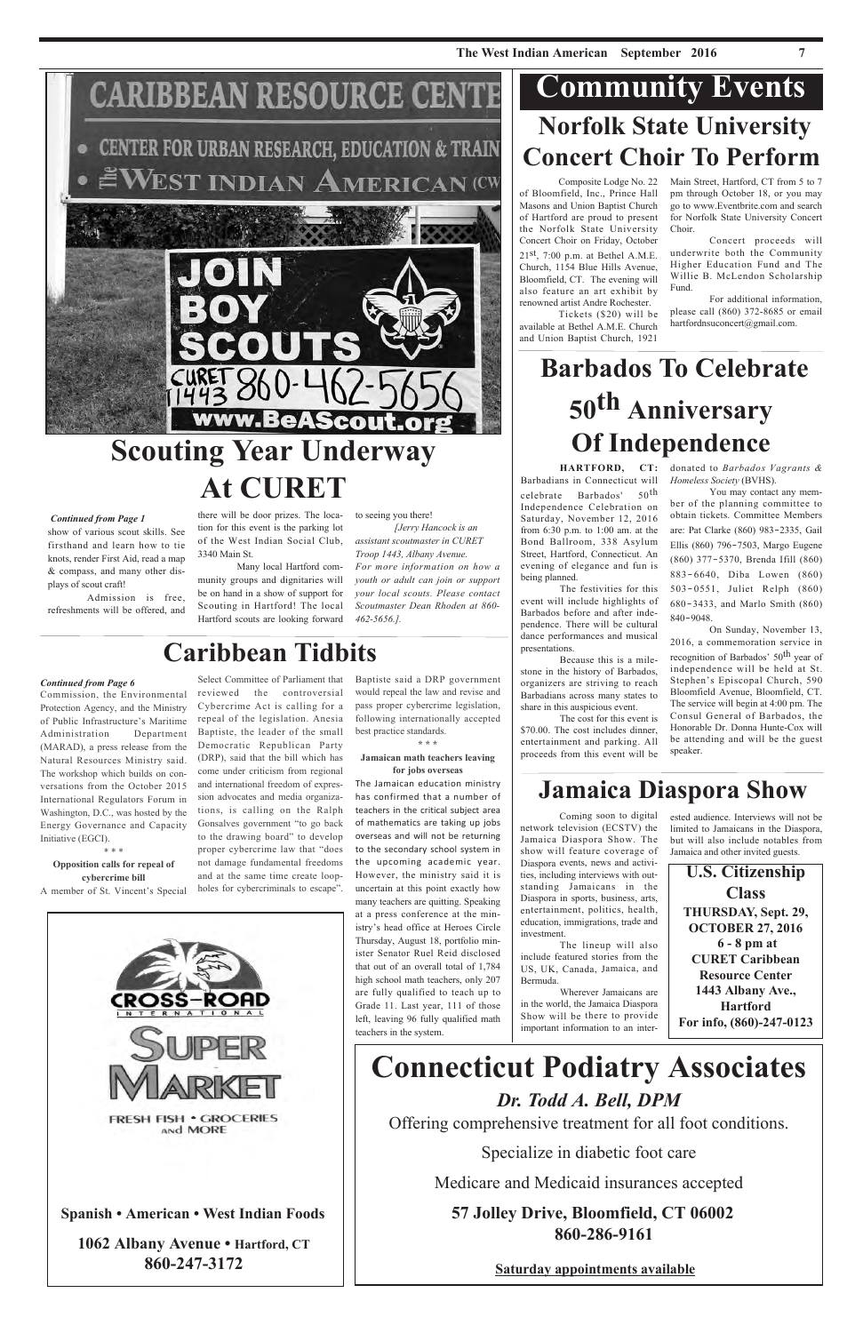# Scouting Year Underway At CURET

*Continued from Page 1*

show of various scout skills. See firsthand and learn how to tie knots, render First Aid, read a map & compass, and many other displays of scout craft!

Admission is free, refreshments will be offered, and there will be door prizes. The location for this event is the parking lot of the West Indian Social Club, 3340 Main St.

Many local Hartford community groups and dignitaries will be on hand in a show of support for Scouting in Hartford! The local Hartford scouts are looking forward to seeing you there!

*[Jerry Hancock is an assistant scoutmaster in CURET Troop 1443, Albany Avenue. For more information on how a youth or adult can join or support your local scouts. Please contact Scoutmaster Dean Rhoden at 860-462-5656.]*

# Caribbean Tidbits

*Continued from Page 6*

Commission, the Environmental Protection Agency, and the Ministry of Public Infrastructure's Maritime Administration Department (MARAD), a press release from the Natural Resources Ministry said. The workshop which builds on conversations from the October 2015 International Regulators Forum in Washington, D.C., was hosted by the Energy Governance and Capacity Initiative (EGCI).

\* \* \*

**Opposition calls for repeal of cybercrime bill**

A member of St. Vincent's Special Select Committee of Parliament that reviewed the controversial Cybercrime Act is calling for a repeal of the legislation. Anesia Baptiste, the leader of the small Democratic Republican Party (DRP), said that the bill which has come under criticism from regional and international freedom of expression advocates and media organizations, is calling on the Ralph Gonsalves government "to go back to the drawing board" to develop proper cybercrime law that "does not damage fundamental freedoms and at the same time create loopholes for cybercriminals to escape".

Baptiste said a DRP government would repeal the law and revise and pass proper cybercrime legislation, following internationally accepted best practice standards.

\* \* \*

**Jamaican math teachers leaving for jobs overseas**

The Jamaican education ministry has confirmed that a number of teachers in the critical subject area of mathematics are taking up jobs overseas and will not be returning to the secondary school system in the upcoming academic year. However, the ministry said it is uncertain at this point exactly how many teachers are quitting. Speaking at a press conference at the ministry's head office at Heroes Circle Thursday, August 18, portfolio minister Senator Ruel Reid disclosed that out of an overall total of 1,784 high school math teachers, only 207 are fully qualified to teach up to Grade 11. Last year, 111 of those left, leaving 96 fully qualified math teachers in the system.

**CROSS-ROAD INTERNATIONAL SUPER MARKET**

FRESH FISH • GROCERIES and MORE

**Spanish • American • West Indian Foods**

**1062 Albany Avenue • Hartford, CT**
**860-247-3172**

# Community Events

## Norfolk State University Concert Choir To Perform

Composite Lodge No. 22 of Bloomfield, Inc., Prince Hall Masons and Union Baptist Church of Hartford are proud to present the Norfolk State University Concert Choir on Friday, October 21st, 7:00 p.m. at Bethel A.M.E. Church, 1154 Blue Hills Avenue, Bloomfield, CT. The evening will also feature an art exhibit by renowned artist Andre Rochester.

Tickets ($20) will be available at Bethel A.M.E. Church and Union Baptist Church, 1921 Main Street, Hartford, CT from 5 to 7 pm through October 18, or you may go to www.Eventbrite.com and search for Norfolk State University Concert Choir.

Concert proceeds will underwrite both the Community Higher Education Fund and The Willie B. McLendon Scholarship Fund.

For additional information, please call (860) 372-8685 or email hartfordnsuconcert@gmail.com.

## Barbados To Celebrate 50th Anniversary Of Independence

**HARTFORD, CT:** Barbadians in Connecticut will celebrate Barbados' 50th Independence Celebration on Saturday, November 12, 2016 from 6:30 p.m. to 1:00 am. at the Bond Ballroom, 338 Asylum Street, Hartford, Connecticut. An evening of elegance and fun is being planned.

The festivities for this event will include highlights of Barbados before and after independence. There will be cultural dance performances and musical presentations.

Because this is a milestone in the history of Barbados, organizers are striving to reach Barbadians across many states to share in this auspicious event.

The cost for this event is $70.00. The cost includes dinner, entertainment and parking. All proceeds from this event will be donated to *Barbados Vagrants & Homeless Society* (BVHS).

You may contact any member of the planning committee to obtain tickets. Committee Members are: Pat Clarke (860) 983-2335, Gail Ellis (860) 796-7503, Margo Eugene (860) 377-5370, Brenda Ifill (860) 883-6640, Diba Lowen (860) 503-0551, Juliet Relph (860) 680-3433, and Marlo Smith (860) 840-9048.

On Sunday, November 13, 2016, a commemoration service in recognition of Barbados' 50th year of independence will be held at St. Stephen's Episcopal Church, 590 Bloomfield Avenue, Bloomfield, CT. The service will begin at 4:00 pm. The Consul General of Barbados, the Honorable Dr. Donna Hunte-Cox will be attending and will be the guest speaker.

## Jamaica Diaspora Show

Coming soon to digital network television (ECSTV) the Jamaica Diaspora Show. The show will feature coverage of Diaspora events, news and activities, including interviews with outstanding Jamaicans in the Diaspora in sports, business, arts, entertainment, politics, health, education, immigrations, trade and investment.

The lineup will also include featured stories from the US, UK, Canada, Jamaica, and Bermuda.

Wherever Jamaicans are in the world, the Jamaica Diaspora Show will be there to provide important information to an interested audience. Interviews will not be limited to Jamaicans in the Diaspora, but will also include notables from Jamaica and other invited guests.

**U.S. Citizenship Class**
**THURSDAY, Sept. 29, OCTOBER 27, 2016**
**6 - 8 pm at CURET Caribbean Resource Center**
**1443 Albany Ave., Hartford**
**For info, (860)-247-0123**

# Connecticut Podiatry Associates

### *Dr. Todd A. Bell, DPM*

Offering comprehensive treatment for all foot conditions.

Specialize in diabetic foot care

Medicare and Medicaid insurances accepted

**57 Jolley Drive, Bloomfield, CT 06002**
**860-286-9161**

**Saturday appointments available**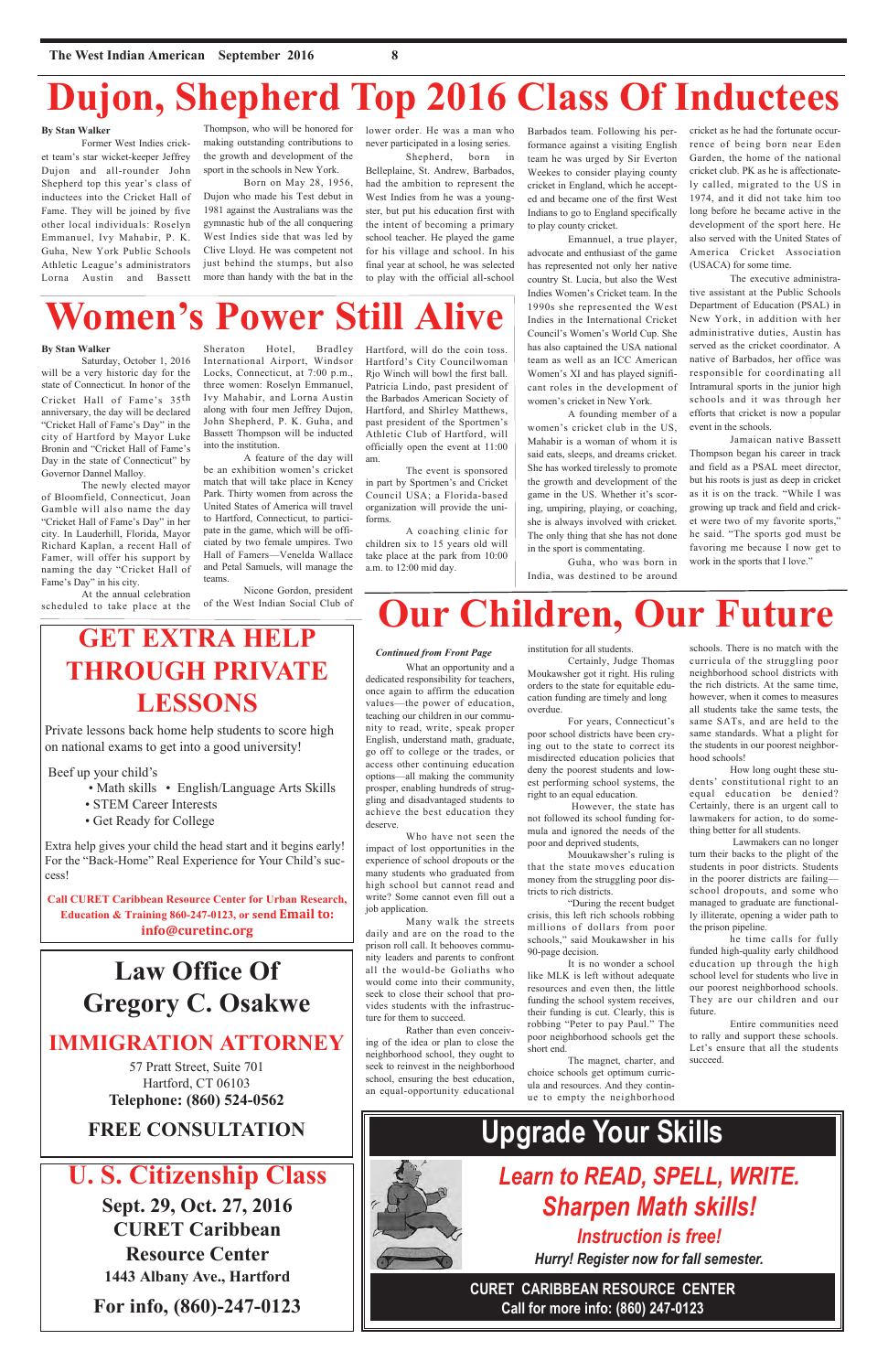# Dujon, Shepherd Top 2016 Class Of Inductees

**By Stan Walker**

Former West Indies cricket team's star wicket-keeper Jeffrey Dujon and all-rounder John Shepherd top this year's class of inductees into the Cricket Hall of Fame. They will be joined by five other local individuals: Roselyn Emmanuel, Ivy Mahabir, P. K. Guha, New York Public Schools Athletic League's administrators Lorna Austin and Bassett Thompson, who will be honored for making outstanding contributions to the growth and development of the sport in the schools in New York.

Born on May 28, 1956, Dujon who made his Test debut in 1981 against the Australians was the gymnastic hub of the all conquering West Indies side that was led by Clive Lloyd. He was competent not just behind the stumps, but also more than handy with the bat in the lower order. He was a man who never participated in a losing series.

Shepherd, born in Belleplaine, St. Andrew, Barbados, had the ambition to represent the West Indies from he was a youngster, but put his education first with the intent of becoming a primary school teacher. He played the game for his village and school. In his final year at school, he was selected to play with the official all-school Barbados team. Following his performance against a visiting English team he was urged by Sir Everton Weekes to consider playing county cricket in England, which he accepted and became one of the first West Indians to go to England specifically to play county cricket.

Emannuel, a true player, advocate and enthusiast of the game has represented not only her native country St. Lucia, but also the West Indies Women's Cricket team. In the 1990s she represented the West Indies in the International Cricket Council's Women's World Cup. She has also captained the USA national team as well as an ICC American Women's XI and has played significant roles in the development of women's cricket in New York.

A founding member of a women's cricket club in the US, Mahabir is a woman of whom it is said eats, sleeps, and dreams cricket. She has worked tirelessly to promote the growth and development of the game in the US. Whether it's scoring, umpiring, playing, or coaching, she is always involved with cricket. The only thing that she has not done in the sport is commentating.

Guha, who was born in India, was destined to be around cricket as he had the fortunate occurrence of being born near Eden Garden, the home of the national cricket club. PK as he is affectionately called, migrated to the US in 1974, and it did not take him too long before he became active in the development of the sport here. He also served with the United States of America Cricket Association (USACA) for some time.

The executive administrative assistant at the Public Schools Department of Education (PSAL) in New York, in addition with her administrative duties, Austin has served as the cricket coordinator. A native of Barbados, her office was responsible for coordinating all Intramural sports in the junior high schools and it was through her efforts that cricket is now a popular event in the schools.

Jamaican native Bassett Thompson began his career in track and field as a PSAL meet director, but his roots is just as deep in cricket as it is on the track. "While I was growing up track and field and cricket were two of my favorite sports," he said. "The sports god must be favoring me because I now get to work in the sports that I love."

# Women's Power Still Alive

**By Stan Walker**

Saturday, October 1, 2016 will be a very historic day for the state of Connecticut. In honor of the Cricket Hall of Fame's 35th anniversary, the day will be declared "Cricket Hall of Fame's Day" in the city of Hartford by Mayor Luke Bronin and "Cricket Hall of Fame's Day in the state of Connecticut" by Governor Dannel Malloy.

The newly elected mayor of Bloomfield, Connecticut, Joan Gamble will also name the day "Cricket Hall of Fame's Day" in her city. In Lauderhill, Florida, Mayor Richard Kaplan, a recent Hall of Famer, will offer his support by naming the day "Cricket Hall of Fame's Day" in his city.

At the annual celebration scheduled to take place at the Sheraton Hotel, Bradley International Airport, Windsor Locks, Connecticut, at 7:00 p.m., three women: Roselyn Emmanuel, Ivy Mahabir, and Lorna Austin along with four men Jeffrey Dujon, John Shepherd, P. K. Guha, and Bassett Thompson will be inducted into the institution.

A feature of the day will be an exhibition women's cricket match that will take place in Keney Park. Thirty women from across the United States of America will travel to Hartford, Connecticut, to participate in the game, which will be officiated by two female umpires. Two Hall of Famers—Venelda Wallace and Petal Samuels, will manage the teams.

Nicone Gordon, president of the West Indian Social Club of Hartford, will do the coin toss. Hartford's City Councilwoman Rjo Winch will bowl the first ball. Patricia Lindo, past president of the Barbados American Society of Hartford, and Shirley Matthews, past president of the Sportmen's Athletic Club of Hartford, will officially open the event at 11:00 am.

The event is sponsored in part by Sportmen's and Cricket Council USA; a Florida-based organization will provide the uniforms.

A coaching clinic for children six to 15 years old will take place at the park from 10:00 a.m. to 12:00 mid day.

# GET EXTRA HELP THROUGH PRIVATE LESSONS

Private lessons back home help students to score high on national exams to get into a good university!

Beef up your child's
- Math skills
- English/Language Arts Skills
- STEM Career Interests
- Get Ready for College

Extra help gives your child the head start and it begins early! For the "Back-Home" Real Experience for Your Child's success!

**Call CURET Caribbean Resource Center for Urban Research, Education & Training 860-247-0123, or send Email to: info@curetinc.org**

# Law Office Of Gregory C. Osakwe

## IMMIGRATION ATTORNEY

57 Pratt Street, Suite 701
Hartford, CT 06103
**Telephone: (860) 524-0562**

**FREE CONSULTATION**

# U. S. Citizenship Class

**Sept. 29, Oct. 27, 2016**
**CURET Caribbean Resource Center**
**1443 Albany Ave., Hartford**
**For info, (860)-247-0123**

# Our Children, Our Future

*Continued from Front Page*

What an opportunity and a dedicated responsibility for teachers, once again to affirm the education values—the power of education, teaching our children in our community to read, write, speak proper English, understand math, graduate, go off to college or the trades, or access other continuing education options—all making the community prosper, enabling hundreds of struggling and disadvantaged students to achieve the best education they deserve.

Who have not seen the impact of lost opportunities in the experience of school dropouts or the many students who graduated from high school but cannot read and write? Some cannot even fill out a job application.

Many walk the streets daily and are on the road to the prison roll call. It behooves community leaders and parents to confront all the would-be Goliaths who would come into their community, seek to close their school that provides students with the infrastructure for them to succeed.

Rather than even conceiving of the idea or plan to close the neighborhood school, they ought to seek to reinvest in the neighborhood school, ensuring the best education, an equal-opportunity educational institution for all students.

Certainly, Judge Thomas Moukawsher got it right. His ruling orders to the state for equitable education funding are timely and long overdue.

For years, Connecticut's poor school districts have been crying out to the state to correct its misdirected education policies that deny the poorest students and lowest performing school systems, the right to an equal education.

However, the state has not followed its school funding formula and ignored the needs of the poor and deprived students,

Moukawsher's ruling is that the state moves education money from the struggling poor districts to rich districts.

"During the recent budget crisis, this has left rich schools robbing millions of dollars from poor schools," said Moukawsher in his 90-page decision.

It is no wonder a school like MLK is left without adequate resources and even then, the little funding the school system receives, their funding is cut. Clearly, this is robbing "Peter to pay Paul." The poor neighborhood schools get the short end.

The magnet, charter, and choice schools get optimum curricula and resources. And they continue to empty the neighborhood schools. There is no match with the curricula of the struggling poor neighborhood school districts with the rich districts. At the same time, however, when it comes to measures all students take the same tests, the same SATs, and are held to the same standards. What a plight for the students in our poorest neighborhood schools!

How long ought these students' constitutional right to an equal education be denied? Certainly, there is an urgent call to lawmakers for action, to do something better for all students.

Lawmakers can no longer turn their backs to the plight of the students in poor districts. Students in the poorer districts are failing—school dropouts, and some who managed to graduate are functionally illiterate, opening a wider path to the prison pipeline.

he time calls for fully funded high-quality early childhood education up through the high school level for students who live in our poorest neighborhood schools. They are our children and our future.

Entire communities need to rally and support these schools. Let's ensure that all the students succeed.

# Upgrade Your Skills

***Learn to READ, SPELL, WRITE.***
***Sharpen Math skills!***
***Instruction is free!***
***Hurry! Register now for fall semester.***

**CURET CARIBBEAN RESOURCE CENTER**
**Call for more info: (860) 247-0123**